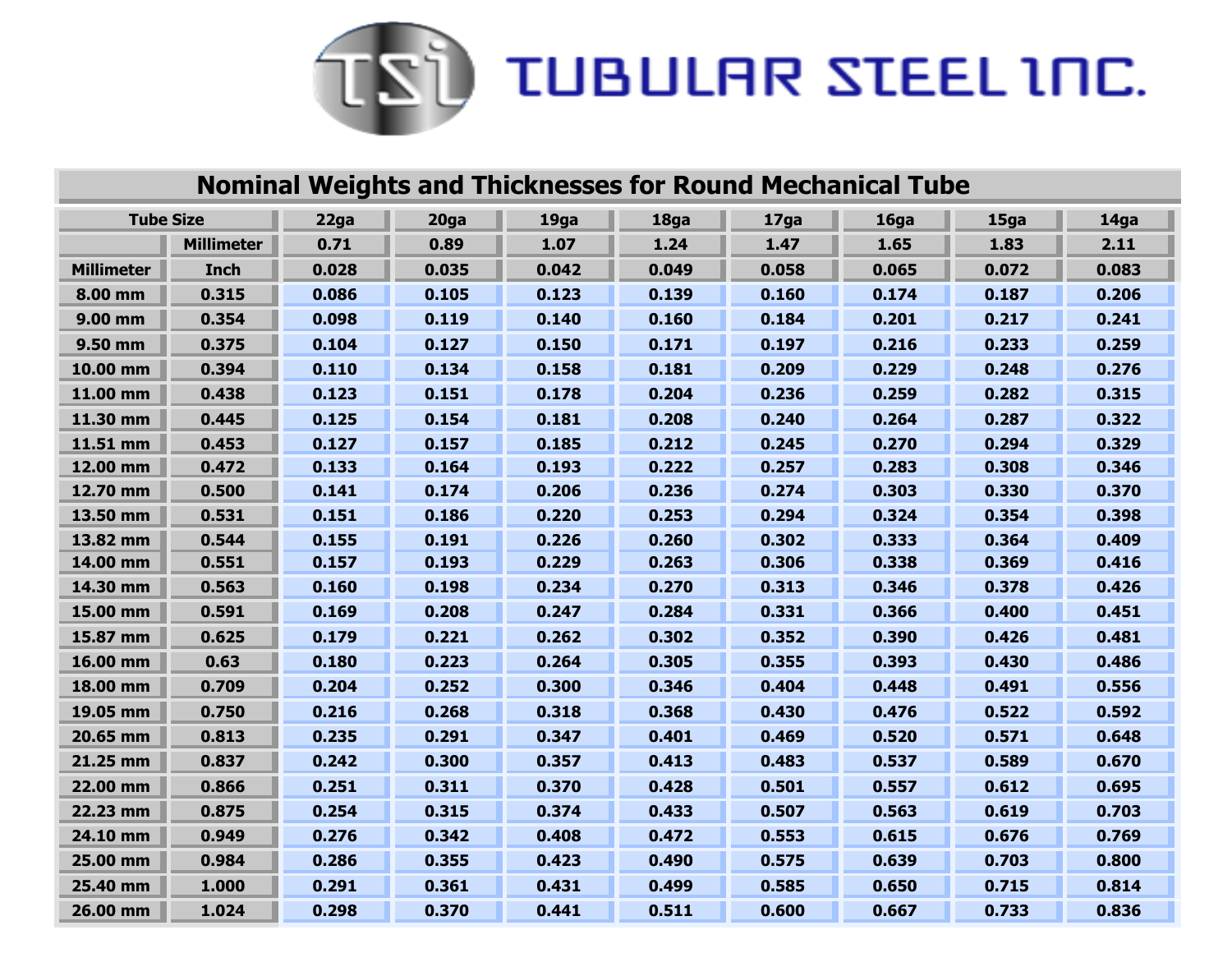# TUBULAR STEEL INC.

## Nominal Weights and Thicknesses for Round Mechanical Tube

| Tube Size | | 22ga | 20ga | 19ga | 18ga | 17ga | 16ga | 15ga | 14ga |
|---|---|---|---|---|---|---|---|---|---|
| | Millimeter | 0.71 | 0.89 | 1.07 | 1.24 | 1.47 | 1.65 | 1.83 | 2.11 |
| Millimeter | Inch | 0.028 | 0.035 | 0.042 | 0.049 | 0.058 | 0.065 | 0.072 | 0.083 |
| 8.00 mm | 0.315 | 0.086 | 0.105 | 0.123 | 0.139 | 0.160 | 0.174 | 0.187 | 0.206 |
| 9.00 mm | 0.354 | 0.098 | 0.119 | 0.140 | 0.160 | 0.184 | 0.201 | 0.217 | 0.241 |
| 9.50 mm | 0.375 | 0.104 | 0.127 | 0.150 | 0.171 | 0.197 | 0.216 | 0.233 | 0.259 |
| 10.00 mm | 0.394 | 0.110 | 0.134 | 0.158 | 0.181 | 0.209 | 0.229 | 0.248 | 0.276 |
| 11.00 mm | 0.438 | 0.123 | 0.151 | 0.178 | 0.204 | 0.236 | 0.259 | 0.282 | 0.315 |
| 11.30 mm | 0.445 | 0.125 | 0.154 | 0.181 | 0.208 | 0.240 | 0.264 | 0.287 | 0.322 |
| 11.51 mm | 0.453 | 0.127 | 0.157 | 0.185 | 0.212 | 0.245 | 0.270 | 0.294 | 0.329 |
| 12.00 mm | 0.472 | 0.133 | 0.164 | 0.193 | 0.222 | 0.257 | 0.283 | 0.308 | 0.346 |
| 12.70 mm | 0.500 | 0.141 | 0.174 | 0.206 | 0.236 | 0.274 | 0.303 | 0.330 | 0.370 |
| 13.50 mm | 0.531 | 0.151 | 0.186 | 0.220 | 0.253 | 0.294 | 0.324 | 0.354 | 0.398 |
| 13.82 mm | 0.544 | 0.155 | 0.191 | 0.226 | 0.260 | 0.302 | 0.333 | 0.364 | 0.409 |
| 14.00 mm | 0.551 | 0.157 | 0.193 | 0.229 | 0.263 | 0.306 | 0.338 | 0.369 | 0.416 |
| 14.30 mm | 0.563 | 0.160 | 0.198 | 0.234 | 0.270 | 0.313 | 0.346 | 0.378 | 0.426 |
| 15.00 mm | 0.591 | 0.169 | 0.208 | 0.247 | 0.284 | 0.331 | 0.366 | 0.400 | 0.451 |
| 15.87 mm | 0.625 | 0.179 | 0.221 | 0.262 | 0.302 | 0.352 | 0.390 | 0.426 | 0.481 |
| 16.00 mm | 0.63 | 0.180 | 0.223 | 0.264 | 0.305 | 0.355 | 0.393 | 0.430 | 0.486 |
| 18.00 mm | 0.709 | 0.204 | 0.252 | 0.300 | 0.346 | 0.404 | 0.448 | 0.491 | 0.556 |
| 19.05 mm | 0.750 | 0.216 | 0.268 | 0.318 | 0.368 | 0.430 | 0.476 | 0.522 | 0.592 |
| 20.65 mm | 0.813 | 0.235 | 0.291 | 0.347 | 0.401 | 0.469 | 0.520 | 0.571 | 0.648 |
| 21.25 mm | 0.837 | 0.242 | 0.300 | 0.357 | 0.413 | 0.483 | 0.537 | 0.589 | 0.670 |
| 22.00 mm | 0.866 | 0.251 | 0.311 | 0.370 | 0.428 | 0.501 | 0.557 | 0.612 | 0.695 |
| 22.23 mm | 0.875 | 0.254 | 0.315 | 0.374 | 0.433 | 0.507 | 0.563 | 0.619 | 0.703 |
| 24.10 mm | 0.949 | 0.276 | 0.342 | 0.408 | 0.472 | 0.553 | 0.615 | 0.676 | 0.769 |
| 25.00 mm | 0.984 | 0.286 | 0.355 | 0.423 | 0.490 | 0.575 | 0.639 | 0.703 | 0.800 |
| 25.40 mm | 1.000 | 0.291 | 0.361 | 0.431 | 0.499 | 0.585 | 0.650 | 0.715 | 0.814 |
| 26.00 mm | 1.024 | 0.298 | 0.370 | 0.441 | 0.511 | 0.600 | 0.667 | 0.733 | 0.836 |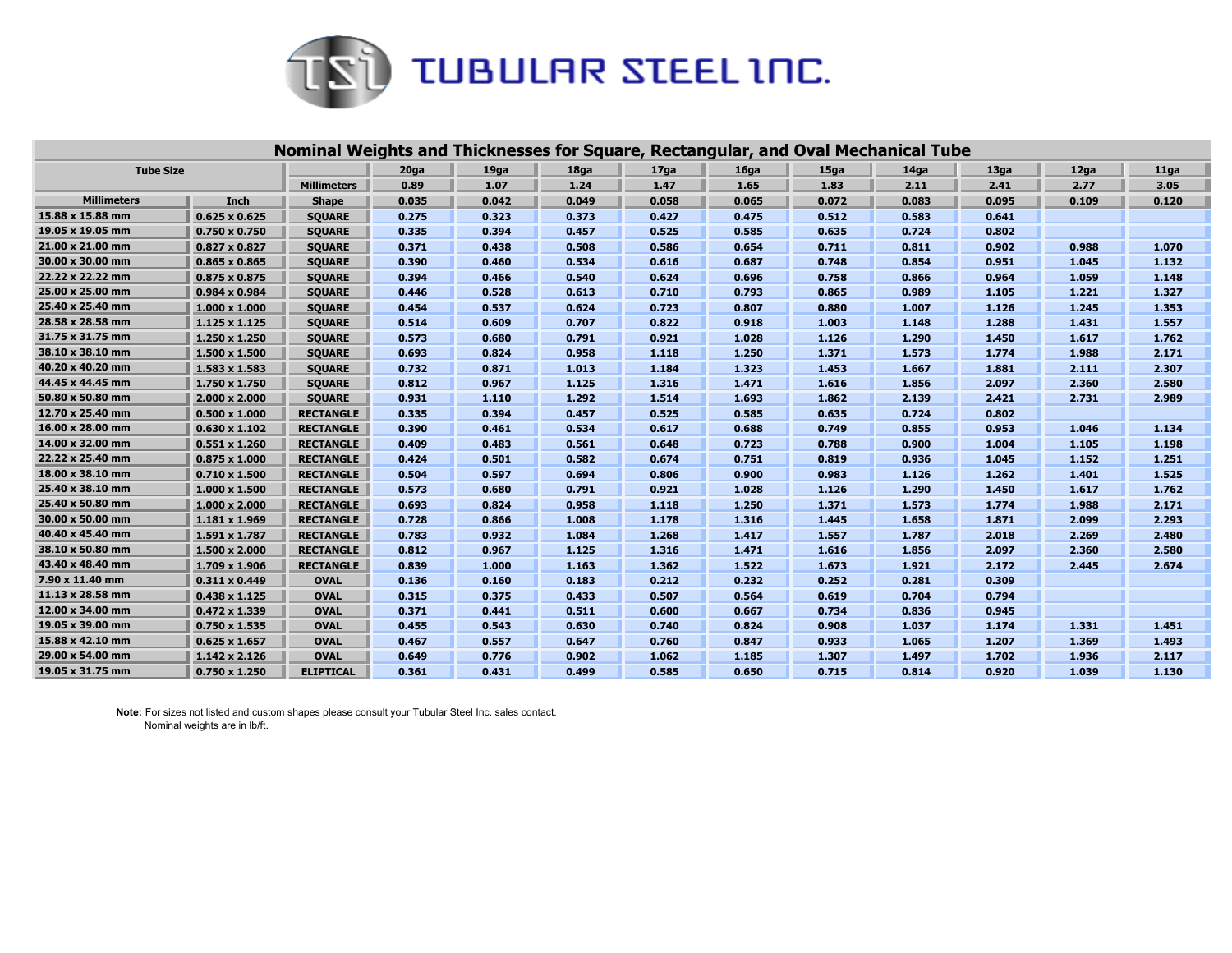# TUBULAR STEEL INC.

## Nominal Weights and Thicknesses for Square, Rectangular, and Oval Mechanical Tube

| Tube Size | | | 20ga | 19ga | 18ga | 17ga | 16ga | 15ga | 14ga | 13ga | 12ga | 11ga |
|---|---|---|---|---|---|---|---|---|---|---|---|---|
| | | Millimeters | 0.89 | 1.07 | 1.24 | 1.47 | 1.65 | 1.83 | 2.11 | 2.41 | 2.77 | 3.05 |
| Millimeters | Inch | Shape | 0.035 | 0.042 | 0.049 | 0.058 | 0.065 | 0.072 | 0.083 | 0.095 | 0.109 | 0.120 |
| 15.88 x 15.88 mm | 0.625 x 0.625 | SQUARE | 0.275 | 0.323 | 0.373 | 0.427 | 0.475 | 0.512 | 0.583 | 0.641 | | |
| 19.05 x 19.05 mm | 0.750 x 0.750 | SQUARE | 0.335 | 0.394 | 0.457 | 0.525 | 0.585 | 0.635 | 0.724 | 0.802 | | |
| 21.00 x 21.00 mm | 0.827 x 0.827 | SQUARE | 0.371 | 0.438 | 0.508 | 0.586 | 0.654 | 0.711 | 0.811 | 0.902 | 0.988 | 1.070 |
| 30.00 x 30.00 mm | 0.865 x 0.865 | SQUARE | 0.390 | 0.460 | 0.534 | 0.616 | 0.687 | 0.748 | 0.854 | 0.951 | 1.045 | 1.132 |
| 22.22 x 22.22 mm | 0.875 x 0.875 | SQUARE | 0.394 | 0.466 | 0.540 | 0.624 | 0.696 | 0.758 | 0.866 | 0.964 | 1.059 | 1.148 |
| 25.00 x 25.00 mm | 0.984 x 0.984 | SQUARE | 0.446 | 0.528 | 0.613 | 0.710 | 0.793 | 0.865 | 0.989 | 1.105 | 1.221 | 1.327 |
| 25.40 x 25.40 mm | 1.000 x 1.000 | SQUARE | 0.454 | 0.537 | 0.624 | 0.723 | 0.807 | 0.880 | 1.007 | 1.126 | 1.245 | 1.353 |
| 28.58 x 28.58 mm | 1.125 x 1.125 | SQUARE | 0.514 | 0.609 | 0.707 | 0.822 | 0.918 | 1.003 | 1.148 | 1.288 | 1.431 | 1.557 |
| 31.75 x 31.75 mm | 1.250 x 1.250 | SQUARE | 0.573 | 0.680 | 0.791 | 0.921 | 1.028 | 1.126 | 1.290 | 1.450 | 1.617 | 1.762 |
| 38.10 x 38.10 mm | 1.500 x 1.500 | SQUARE | 0.693 | 0.824 | 0.958 | 1.118 | 1.250 | 1.371 | 1.573 | 1.774 | 1.988 | 2.171 |
| 40.20 x 40.20 mm | 1.583 x 1.583 | SQUARE | 0.732 | 0.871 | 1.013 | 1.184 | 1.323 | 1.453 | 1.667 | 1.881 | 2.111 | 2.307 |
| 44.45 x 44.45 mm | 1.750 x 1.750 | SQUARE | 0.812 | 0.967 | 1.125 | 1.316 | 1.471 | 1.616 | 1.856 | 2.097 | 2.360 | 2.580 |
| 50.80 x 50.80 mm | 2.000 x 2.000 | SQUARE | 0.931 | 1.110 | 1.292 | 1.514 | 1.693 | 1.862 | 2.139 | 2.421 | 2.731 | 2.989 |
| 12.70 x 25.40 mm | 0.500 x 1.000 | RECTANGLE | 0.335 | 0.394 | 0.457 | 0.525 | 0.585 | 0.635 | 0.724 | 0.802 | | |
| 16.00 x 28.00 mm | 0.630 x 1.102 | RECTANGLE | 0.390 | 0.461 | 0.534 | 0.617 | 0.688 | 0.749 | 0.855 | 0.953 | 1.046 | 1.134 |
| 14.00 x 32.00 mm | 0.551 x 1.260 | RECTANGLE | 0.409 | 0.483 | 0.561 | 0.648 | 0.723 | 0.788 | 0.900 | 1.004 | 1.105 | 1.198 |
| 22.22 x 25.40 mm | 0.875 x 1.000 | RECTANGLE | 0.424 | 0.501 | 0.582 | 0.674 | 0.751 | 0.819 | 0.936 | 1.045 | 1.152 | 1.251 |
| 18.00 x 38.10 mm | 0.710 x 1.500 | RECTANGLE | 0.504 | 0.597 | 0.694 | 0.806 | 0.900 | 0.983 | 1.126 | 1.262 | 1.401 | 1.525 |
| 25.40 x 38.10 mm | 1.000 x 1.500 | RECTANGLE | 0.573 | 0.680 | 0.791 | 0.921 | 1.028 | 1.126 | 1.290 | 1.450 | 1.617 | 1.762 |
| 25.40 x 50.80 mm | 1.000 x 2.000 | RECTANGLE | 0.693 | 0.824 | 0.958 | 1.118 | 1.250 | 1.371 | 1.573 | 1.774 | 1.988 | 2.171 |
| 30.00 x 50.00 mm | 1.181 x 1.969 | RECTANGLE | 0.728 | 0.866 | 1.008 | 1.178 | 1.316 | 1.445 | 1.658 | 1.871 | 2.099 | 2.293 |
| 40.40 x 45.40 mm | 1.591 x 1.787 | RECTANGLE | 0.783 | 0.932 | 1.084 | 1.268 | 1.417 | 1.557 | 1.787 | 2.018 | 2.269 | 2.480 |
| 38.10 x 50.80 mm | 1.500 x 2.000 | RECTANGLE | 0.812 | 0.967 | 1.125 | 1.316 | 1.471 | 1.616 | 1.856 | 2.097 | 2.360 | 2.580 |
| 43.40 x 48.40 mm | 1.709 x 1.906 | RECTANGLE | 0.839 | 1.000 | 1.163 | 1.362 | 1.522 | 1.673 | 1.921 | 2.172 | 2.445 | 2.674 |
| 7.90 x 11.40 mm | 0.311 x 0.449 | OVAL | 0.136 | 0.160 | 0.183 | 0.212 | 0.232 | 0.252 | 0.281 | 0.309 | | |
| 11.13 x 28.58 mm | 0.438 x 1.125 | OVAL | 0.315 | 0.375 | 0.433 | 0.507 | 0.564 | 0.619 | 0.704 | 0.794 | | |
| 12.00 x 34.00 mm | 0.472 x 1.339 | OVAL | 0.371 | 0.441 | 0.511 | 0.600 | 0.667 | 0.734 | 0.836 | 0.945 | | |
| 19.05 x 39.00 mm | 0.750 x 1.535 | OVAL | 0.455 | 0.543 | 0.630 | 0.740 | 0.824 | 0.908 | 1.037 | 1.174 | 1.331 | 1.451 |
| 15.88 x 42.10 mm | 0.625 x 1.657 | OVAL | 0.467 | 0.557 | 0.647 | 0.760 | 0.847 | 0.933 | 1.065 | 1.207 | 1.369 | 1.493 |
| 29.00 x 54.00 mm | 1.142 x 2.126 | OVAL | 0.649 | 0.776 | 0.902 | 1.062 | 1.185 | 1.307 | 1.497 | 1.702 | 1.936 | 2.117 |
| 19.05 x 31.75 mm | 0.750 x 1.250 | ELIPTICAL | 0.361 | 0.431 | 0.499 | 0.585 | 0.650 | 0.715 | 0.814 | 0.920 | 1.039 | 1.130 |

**Note:** For sizes not listed and custom shapes please consult your Tubular Steel Inc. sales contact.
Nominal weights are in lb/ft.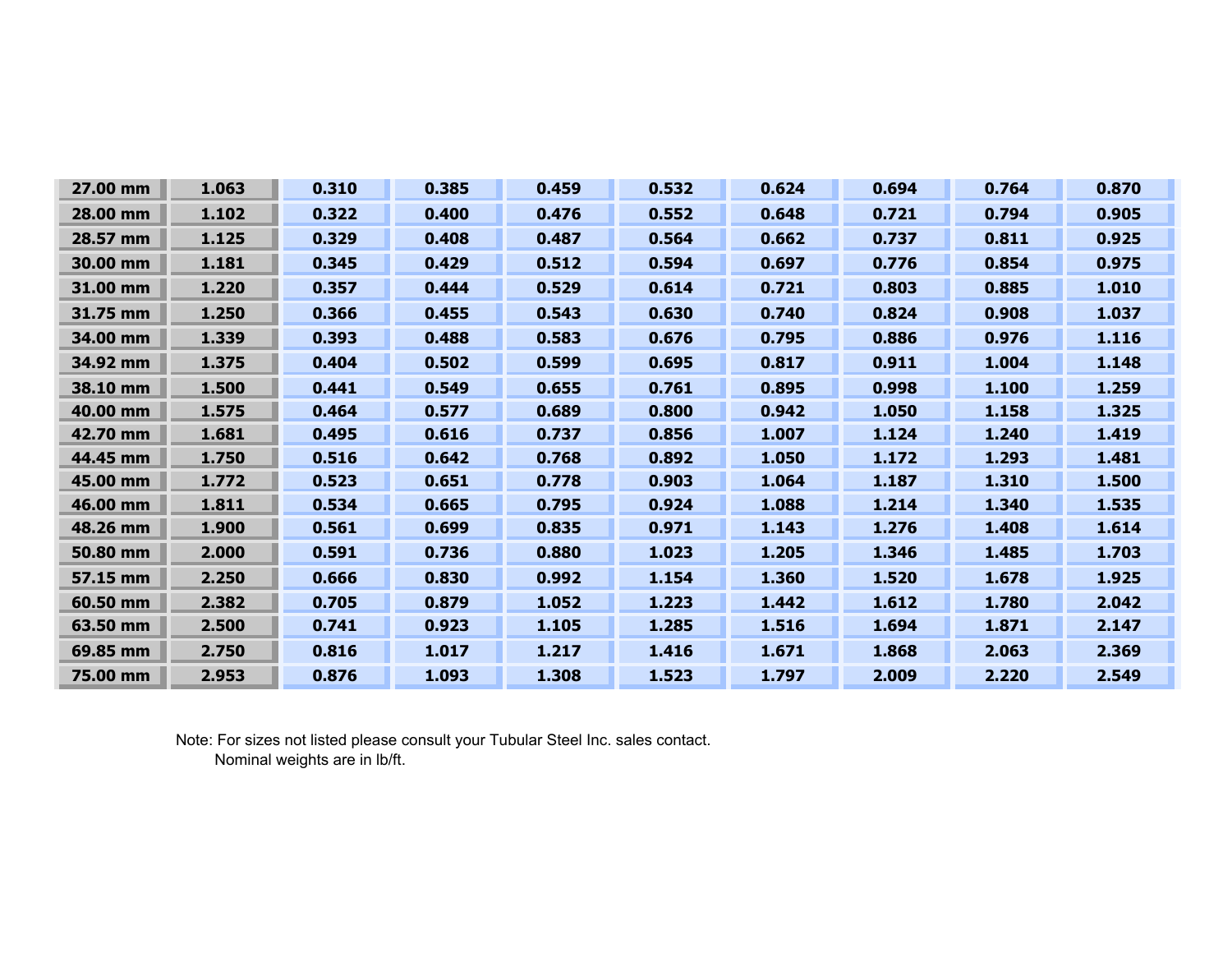| | | | | | | | | | |
|---|---|---|---|---|---|---|---|---|---|
| 27.00 mm | 1.063 | 0.310 | 0.385 | 0.459 | 0.532 | 0.624 | 0.694 | 0.764 | 0.870 |
| 28.00 mm | 1.102 | 0.322 | 0.400 | 0.476 | 0.552 | 0.648 | 0.721 | 0.794 | 0.905 |
| 28.57 mm | 1.125 | 0.329 | 0.408 | 0.487 | 0.564 | 0.662 | 0.737 | 0.811 | 0.925 |
| 30.00 mm | 1.181 | 0.345 | 0.429 | 0.512 | 0.594 | 0.697 | 0.776 | 0.854 | 0.975 |
| 31.00 mm | 1.220 | 0.357 | 0.444 | 0.529 | 0.614 | 0.721 | 0.803 | 0.885 | 1.010 |
| 31.75 mm | 1.250 | 0.366 | 0.455 | 0.543 | 0.630 | 0.740 | 0.824 | 0.908 | 1.037 |
| 34.00 mm | 1.339 | 0.393 | 0.488 | 0.583 | 0.676 | 0.795 | 0.886 | 0.976 | 1.116 |
| 34.92 mm | 1.375 | 0.404 | 0.502 | 0.599 | 0.695 | 0.817 | 0.911 | 1.004 | 1.148 |
| 38.10 mm | 1.500 | 0.441 | 0.549 | 0.655 | 0.761 | 0.895 | 0.998 | 1.100 | 1.259 |
| 40.00 mm | 1.575 | 0.464 | 0.577 | 0.689 | 0.800 | 0.942 | 1.050 | 1.158 | 1.325 |
| 42.70 mm | 1.681 | 0.495 | 0.616 | 0.737 | 0.856 | 1.007 | 1.124 | 1.240 | 1.419 |
| 44.45 mm | 1.750 | 0.516 | 0.642 | 0.768 | 0.892 | 1.050 | 1.172 | 1.293 | 1.481 |
| 45.00 mm | 1.772 | 0.523 | 0.651 | 0.778 | 0.903 | 1.064 | 1.187 | 1.310 | 1.500 |
| 46.00 mm | 1.811 | 0.534 | 0.665 | 0.795 | 0.924 | 1.088 | 1.214 | 1.340 | 1.535 |
| 48.26 mm | 1.900 | 0.561 | 0.699 | 0.835 | 0.971 | 1.143 | 1.276 | 1.408 | 1.614 |
| 50.80 mm | 2.000 | 0.591 | 0.736 | 0.880 | 1.023 | 1.205 | 1.346 | 1.485 | 1.703 |
| 57.15 mm | 2.250 | 0.666 | 0.830 | 0.992 | 1.154 | 1.360 | 1.520 | 1.678 | 1.925 |
| 60.50 mm | 2.382 | 0.705 | 0.879 | 1.052 | 1.223 | 1.442 | 1.612 | 1.780 | 2.042 |
| 63.50 mm | 2.500 | 0.741 | 0.923 | 1.105 | 1.285 | 1.516 | 1.694 | 1.871 | 2.147 |
| 69.85 mm | 2.750 | 0.816 | 1.017 | 1.217 | 1.416 | 1.671 | 1.868 | 2.063 | 2.369 |
| 75.00 mm | 2.953 | 0.876 | 1.093 | 1.308 | 1.523 | 1.797 | 2.009 | 2.220 | 2.549 |

Note: For sizes not listed please consult your Tubular Steel Inc. sales contact.
Nominal weights are in lb/ft.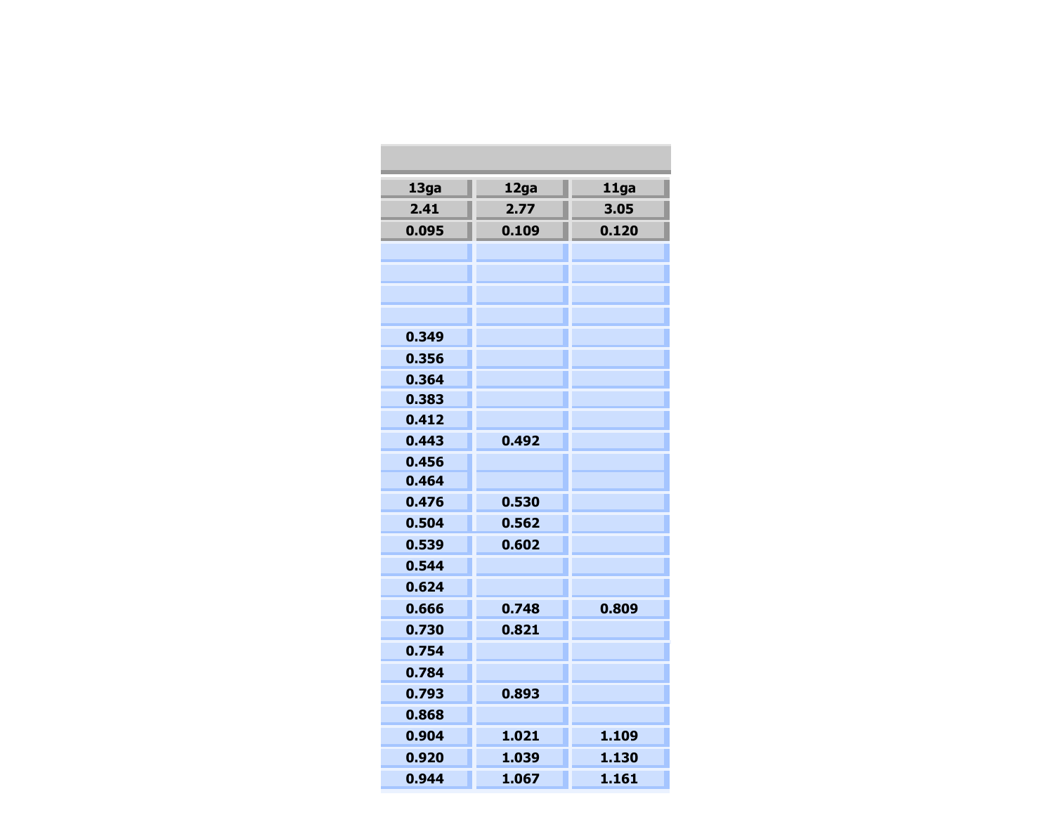| 13ga | 12ga | 11ga |
| --- | --- | --- |
| 2.41 | 2.77 | 3.05 |
| 0.095 | 0.109 | 0.120 |
| | | |
| | | |
| | | |
| | | |
| 0.349 | | |
| 0.356 | | |
| 0.364 | | |
| 0.383 | | |
| 0.412 | | |
| 0.443 | 0.492 | |
| 0.456 | | |
| 0.464 | | |
| 0.476 | 0.530 | |
| 0.504 | 0.562 | |
| 0.539 | 0.602 | |
| 0.544 | | |
| 0.624 | | |
| 0.666 | 0.748 | 0.809 |
| 0.730 | 0.821 | |
| 0.754 | | |
| 0.784 | | |
| 0.793 | 0.893 | |
| 0.868 | | |
| 0.904 | 1.021 | 1.109 |
| 0.920 | 1.039 | 1.130 |
| 0.944 | 1.067 | 1.161 |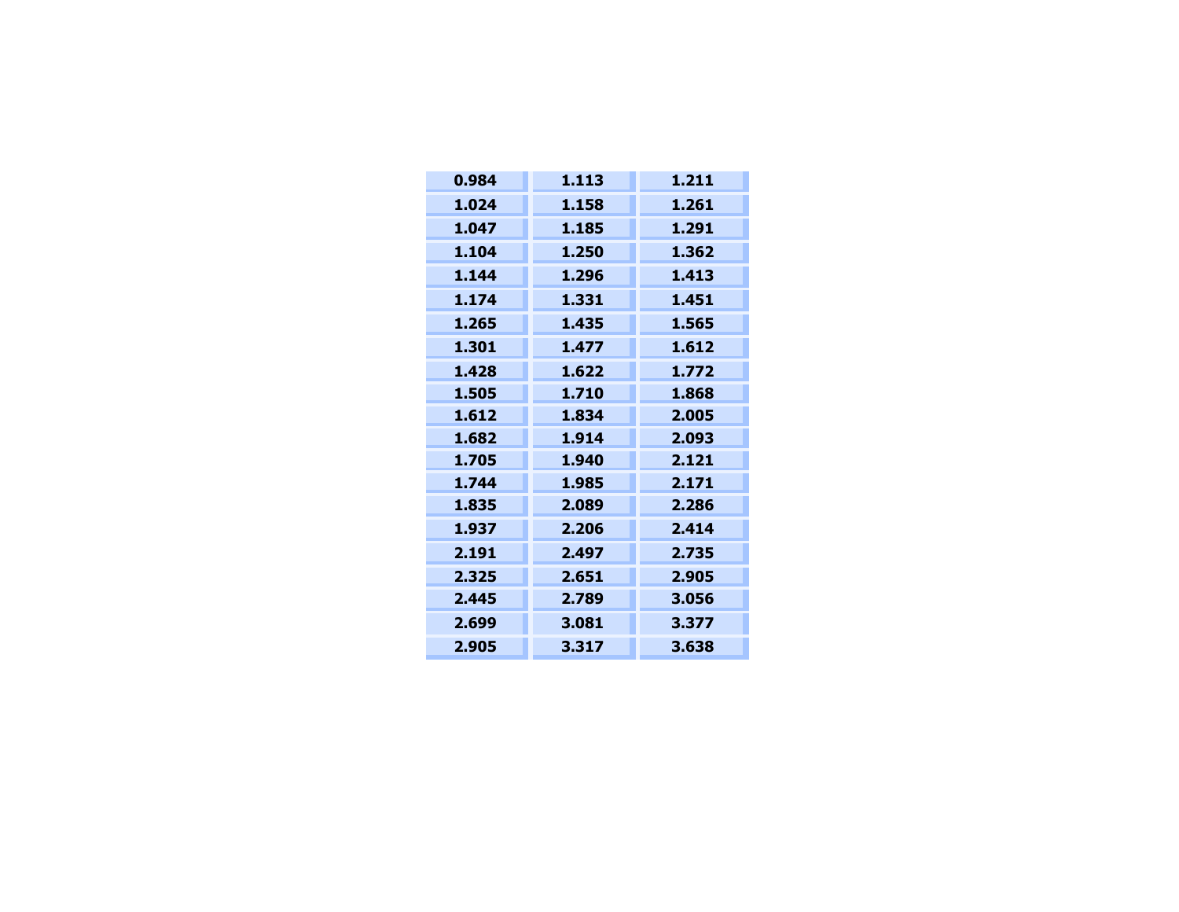| | | |
|---|---|---|
| **0.984** | **1.113** | **1.211** |
| **1.024** | **1.158** | **1.261** |
| **1.047** | **1.185** | **1.291** |
| **1.104** | **1.250** | **1.362** |
| **1.144** | **1.296** | **1.413** |
| **1.174** | **1.331** | **1.451** |
| **1.265** | **1.435** | **1.565** |
| **1.301** | **1.477** | **1.612** |
| **1.428** | **1.622** | **1.772** |
| **1.505** | **1.710** | **1.868** |
| **1.612** | **1.834** | **2.005** |
| **1.682** | **1.914** | **2.093** |
| **1.705** | **1.940** | **2.121** |
| **1.744** | **1.985** | **2.171** |
| **1.835** | **2.089** | **2.286** |
| **1.937** | **2.206** | **2.414** |
| **2.191** | **2.497** | **2.735** |
| **2.325** | **2.651** | **2.905** |
| **2.445** | **2.789** | **3.056** |
| **2.699** | **3.081** | **3.377** |
| **2.905** | **3.317** | **3.638** |